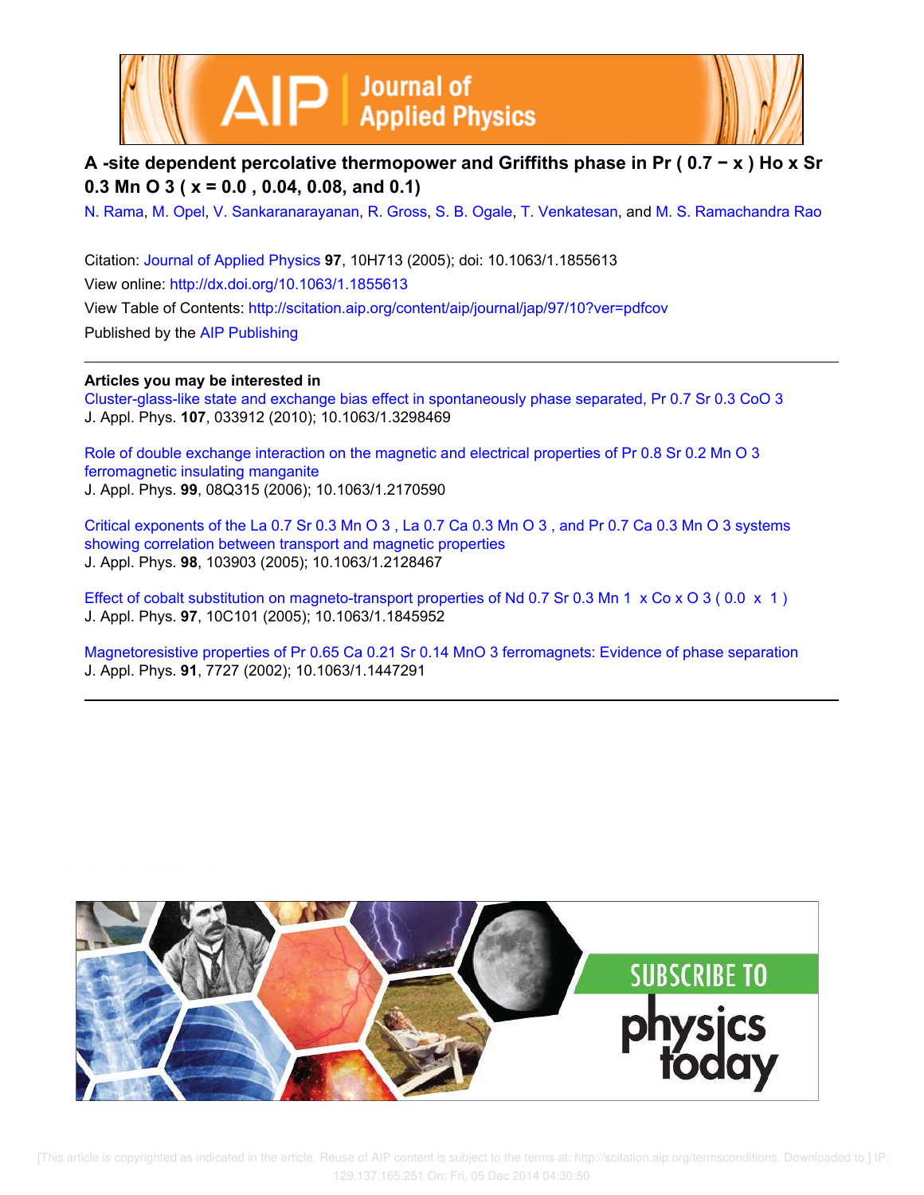# A -site dependent percolative thermopower and Griffiths phase in $Pr_{(0.7-x)}Ho_xSr_{0.3}MnO_3$ ($x = 0.0$, 0.04, 0.08, and 0.1)

N. Rama, M. Opel, V. Sankaranarayanan, R. Gross, S. B. Ogale, T. Venkatesan, and M. S. Ramachandra Rao

Citation: Journal of Applied Physics **97**, 10H713 (2005); doi: 10.1063/1.1855613

View online: http://dx.doi.org/10.1063/1.1855613

View Table of Contents: http://scitation.aip.org/content/aip/journal/jap/97/10?ver=pdfcov

Published by the AIP Publishing

**Articles you may be interested in**

Cluster-glass-like state and exchange bias effect in spontaneously phase separated, $Pr_{0.7}Sr_{0.3}CoO_3$
J. Appl. Phys. **107**, 033912 (2010); 10.1063/1.3298469

Role of double exchange interaction on the magnetic and electrical properties of $Pr_{0.8}Sr_{0.2}MnO_3$ ferromagnetic insulating manganite
J. Appl. Phys. **99**, 08Q315 (2006); 10.1063/1.2170590

Critical exponents of the $La_{0.7}Sr_{0.3}MnO_3$, $La_{0.7}Ca_{0.3}MnO_3$, and $Pr_{0.7}Ca_{0.3}MnO_3$ systems showing correlation between transport and magnetic properties
J. Appl. Phys. **98**, 103903 (2005); 10.1063/1.2128467

Effect of cobalt substitution on magneto-transport properties of $Nd_{0.7}Sr_{0.3}Mn_{1-x}Co_xO_3$ ($0.0 \le x \le 1$)
J. Appl. Phys. **97**, 10C101 (2005); 10.1063/1.1845952

Magnetoresistive properties of $Pr_{0.65}Ca_{0.21}Sr_{0.14}MnO_3$ ferromagnets: Evidence of phase separation
J. Appl. Phys. **91**, 7727 (2002); 10.1063/1.1447291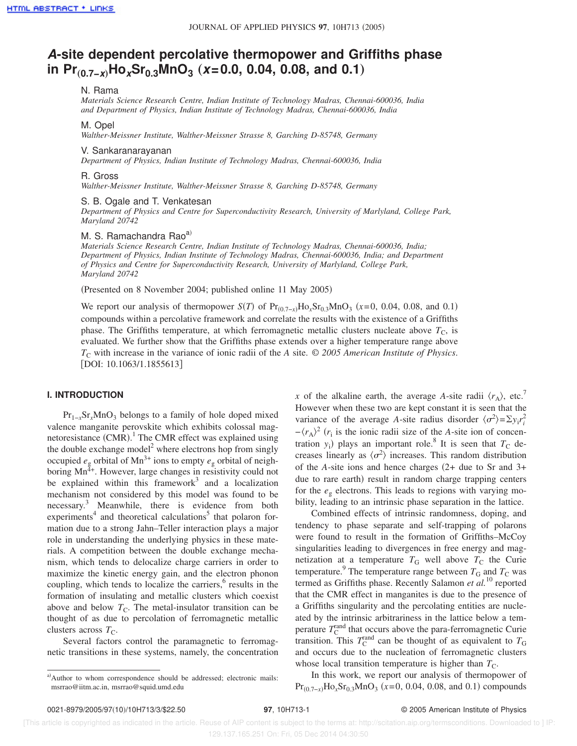# *A*-site dependent percolative thermopower and Griffiths phase in $Pr_{(0.7-x)}Ho_xSr_{0.3}MnO_3$ (*x*=0.0, 0.04, 0.08, and 0.1)

N. Rama

*Materials Science Research Centre, Indian Institute of Technology Madras, Chennai-600036, India and Department of Physics, Indian Institute of Technology Madras, Chennai-600036, India*

M. Opel

*Walther-Meissner Institute, Walther-Meissner Strasse 8, Garching D-85748, Germany*

V. Sankaranarayanan

*Department of Physics, Indian Institute of Technology Madras, Chennai-600036, India*

R. Gross

*Walther-Meissner Institute, Walther-Meissner Strasse 8, Garching D-85748, Germany*

S. B. Ogale and T. Venkatesan

*Department of Physics and Centre for Superconductivity Research, University of Maryland, College Park, Maryland 20742*

M. S. Ramachandra Rao[a]

*Materials Science Research Centre, Indian Institute of Technology Madras, Chennai-600036, India; Department of Physics, Indian Institute of Technology Madras, Chennai-600036, India; and Department of Physics and Centre for Superconductivity Research, University of Maryland, College Park, Maryland 20742*

(Presented on 8 November 2004; published online 11 May 2005)

We report our analysis of thermopower $S(T)$ of $Pr_{(0.7-x)}Ho_xSr_{0.3}MnO_3$ (*x*=0, 0.04, 0.08, and 0.1) compounds within a percolative framework and correlate the results with the existence of a Griffiths phase. The Griffiths temperature, at which ferromagnetic metallic clusters nucleate above $T_C$, is evaluated. We further show that the Griffiths phase extends over a higher temperature range above $T_C$ with increase in the variance of ionic radii of the *A* site. *© 2005 American Institute of Physics.* [DOI: 10.1063/1.1855613]

## I. INTRODUCTION

$Pr_{1-x}Sr_xMnO_3$ belongs to a family of hole doped mixed valence manganite perovskite which exhibits colossal magnetoresistance (CMR).[1] The CMR effect was explained using the double exchange model[2] where electrons hop from singly occupied $e_g$ orbital of $Mn^{3+}$ ions to empty $e_g$ orbital of neighboring $Mn^{4+}$. However, large changes in resistivity could not be explained within this framework[3] and a localization mechanism not considered by this model was found to be necessary.[3] Meanwhile, there is evidence from both experiments[4] and theoretical calculations[5] that polaron formation due to a strong Jahn–Teller interaction plays a major role in understanding the underlying physics in these materials. A competition between the double exchange mechanism, which tends to delocalize charge carriers in order to maximize the kinetic energy gain, and the electron phonon coupling, which tends to localize the carriers,[6] results in the formation of insulating and metallic clusters which coexist above and below $T_C$. The metal-insulator transition can be thought of as due to percolation of ferromagnetic metallic clusters across $T_C$.

Several factors control the paramagnetic to ferromagnetic transitions in these systems, namely, the concentration *x* of the alkaline earth, the average *A*-site radii $\langle r_A \rangle$, etc.[7] However when these two are kept constant it is seen that the variance of the average *A*-site radius disorder $\langle \sigma^2 \rangle = \Sigma y_i r_i^2 - \langle r_A \rangle^2$ ($r_i$ is the ionic radii size of the *A*-site ion of concentration $y_i$) plays an important role.[8] It is seen that $T_C$ decreases linearly as $\langle \sigma^2 \rangle$ increases. This random distribution of the *A*-site ions and hence charges (2+ due to Sr and 3+ due to rare earth) result in random charge trapping centers for the $e_g$ electrons. This leads to regions with varying mobility, leading to an intrinsic phase separation in the lattice.

Combined effects of intrinsic randomness, doping, and tendency to phase separate and self-trapping of polarons were found to result in the formation of Griffiths–McCoy singularities leading to divergences in free energy and magnetization at a temperature $T_G$ well above $T_C$ the Curie temperature.[9] The temperature range between $T_G$ and $T_C$ was termed as Griffiths phase. Recently Salamon *et al.*[10] reported that the CMR effect in manganites is due to the presence of a Griffiths singularity and the percolating entities are nucleated by the intrinsic arbitrariness in the lattice below a temperature $T_C^{\text{rand}}$ that occurs above the para-ferromagnetic Curie transition. This $T_C^{\text{rand}}$ can be thought of as equivalent to $T_G$ and occurs due to the nucleation of ferromagnetic clusters whose local transition temperature is higher than $T_C$.

In this work, we report our analysis of thermopower of $Pr_{(0.7-x)}Ho_xSr_{0.3}MnO_3$ (*x*=0, 0.04, 0.08, and 0.1) compounds

[a]Author to whom correspondence should be addressed; electronic mails: msrrao@iitm.ac.in, msrrao@squid.umd.edu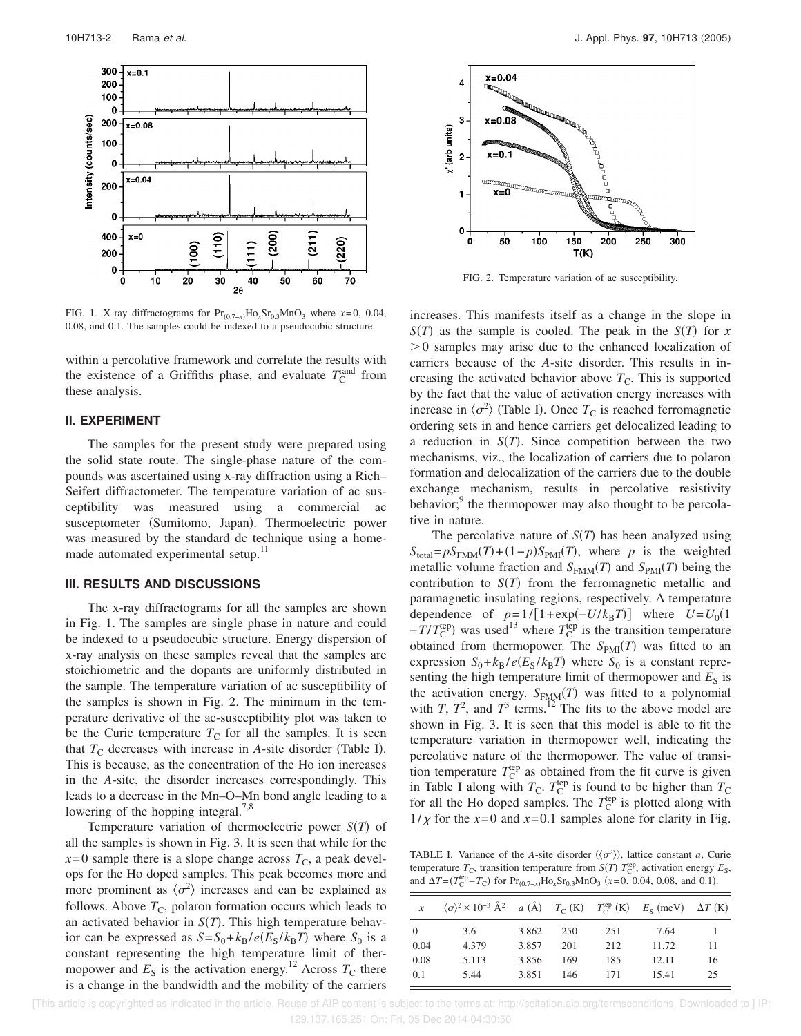FIG. 1. X-ray diffractograms for $Pr_{(0.7-x)}Ho_xSr_{0.3}MnO_3$ where $x=0$, 0.04, 0.08, and 0.1. The samples could be indexed to a pseudocubic structure.

within a percolative framework and correlate the results with the existence of a Griffiths phase, and evaluate $T_C^{rand}$ from these analysis.

## II. EXPERIMENT

The samples for the present study were prepared using the solid state route. The single-phase nature of the compounds was ascertained using x-ray diffraction using a Rich–Seifert diffractometer. The temperature variation of ac susceptibility was measured using a commercial ac susceptometer (Sumitomo, Japan). Thermoelectric power was measured by the standard dc technique using a homemade automated experimental setup.[11]

## III. RESULTS AND DISCUSSIONS

The x-ray diffractograms for all the samples are shown in Fig. 1. The samples are single phase in nature and could be indexed to a pseudocubic structure. Energy dispersion of x-ray analysis on these samples reveal that the samples are stoichiometric and the dopants are uniformly distributed in the sample. The temperature variation of ac susceptibility of the samples is shown in Fig. 2. The minimum in the temperature derivative of the ac-susceptibility plot was taken to be the Curie temperature $T_C$ for all the samples. It is seen that $T_C$ decreases with increase in *A*-site disorder (Table I). This is because, as the concentration of the Ho ion increases in the *A*-site, the disorder increases correspondingly. This leads to a decrease in the Mn–O–Mn bond angle leading to a lowering of the hopping integral.[7,8]

Temperature variation of thermoelectric power $S(T)$ of all the samples is shown in Fig. 3. It is seen that while for the $x=0$ sample there is a slope change across $T_C$, a peak develops for the Ho doped samples. This peak becomes more and more prominent as $\langle\sigma^2\rangle$ increases and can be explained as follows. Above $T_C$, polaron formation occurs which leads to an activated behavior in $S(T)$. This high temperature behavior can be expressed as $S=S_0+k_B/e(E_S/k_BT)$ where $S_0$ is a constant representing the high temperature limit of thermopower and $E_S$ is the activation energy.[12] Across $T_C$ there is a change in the bandwidth and the mobility of the carriers

FIG. 2. Temperature variation of ac susceptibility.

increases. This manifests itself as a change in the slope in $S(T)$ as the sample is cooled. The peak in the $S(T)$ for $x>0$ samples may arise due to the enhanced localization of carriers because of the *A*-site disorder. This results in increasing the activated behavior above $T_C$. This is supported by the fact that the value of activation energy increases with increase in $\langle\sigma^2\rangle$ (Table I). Once $T_C$ is reached ferromagnetic ordering sets in and hence carriers get delocalized leading to a reduction in $S(T)$. Since competition between the two mechanisms, viz., the localization of carriers due to polaron formation and delocalization of the carriers due to the double exchange mechanism, results in percolative resistivity behavior;[9] the thermopower may also thought to be percolative in nature.

The percolative nature of $S(T)$ has been analyzed using $S_{total}=pS_{FMM}(T)+(1-p)S_{PMI}(T)$, where $p$ is the weighted metallic volume fraction and $S_{FMM}(T)$ and $S_{PMI}(T)$ being the contribution to $S(T)$ from the ferromagnetic metallic and paramagnetic insulating regions, respectively. A temperature dependence of $p=1/[1+\exp(-U/k_BT)]$ where $U=U_0(1-T/T_C^{tep})$ was used[13] where $T_C^{tep}$ is the transition temperature obtained from thermopower. The $S_{PMI}(T)$ was fitted to an expression $S_0+k_B/e(E_S/k_BT)$ where $S_0$ is a constant representing the high temperature limit of thermopower and $E_S$ is the activation energy. $S_{FMM}(T)$ was fitted to a polynomial with $T$, $T^2$, and $T^3$ terms.[12] The fits to the above model are shown in Fig. 3. It is seen that this model is able to fit the temperature variation in thermopower well, indicating the percolative nature of the thermopower. The value of transition temperature $T_C^{tep}$ as obtained from the fit curve is given in Table I along with $T_C$. $T_C^{tep}$ is found to be higher than $T_C$ for all the Ho doped samples. The $T_C^{tep}$ is plotted along with $1/\chi$ for the $x=0$ and $x=0.1$ samples alone for clarity in Fig.

TABLE I. Variance of the *A*-site disorder ($\langle\sigma^2\rangle$), lattice constant $a$, Curie temperature $T_C$, transition temperature from $S(T)$ $T_C^{tep}$, activation energy $E_S$, and $\Delta T=(T_C^{tep}-T_C)$ for $Pr_{(0.7-x)}Ho_xSr_{0.3}MnO_3$ ($x=0$, 0.04, 0.08, and 0.1).

| $x$ | $\langle\sigma\rangle^2\times10^{-3}$ Å$^2$ | $a$ (Å) | $T_C$ (K) | $T_C^{tep}$ (K) | $E_S$ (meV) | $\Delta T$ (K) |
|---|---|---|---|---|---|---|
| 0 | 3.6 | 3.862 | 250 | 251 | 7.64 | 1 |
| 0.04 | 4.379 | 3.857 | 201 | 212 | 11.72 | 11 |
| 0.08 | 5.113 | 3.856 | 169 | 185 | 12.11 | 16 |
| 0.1 | 5.44 | 3.851 | 146 | 171 | 15.41 | 25 |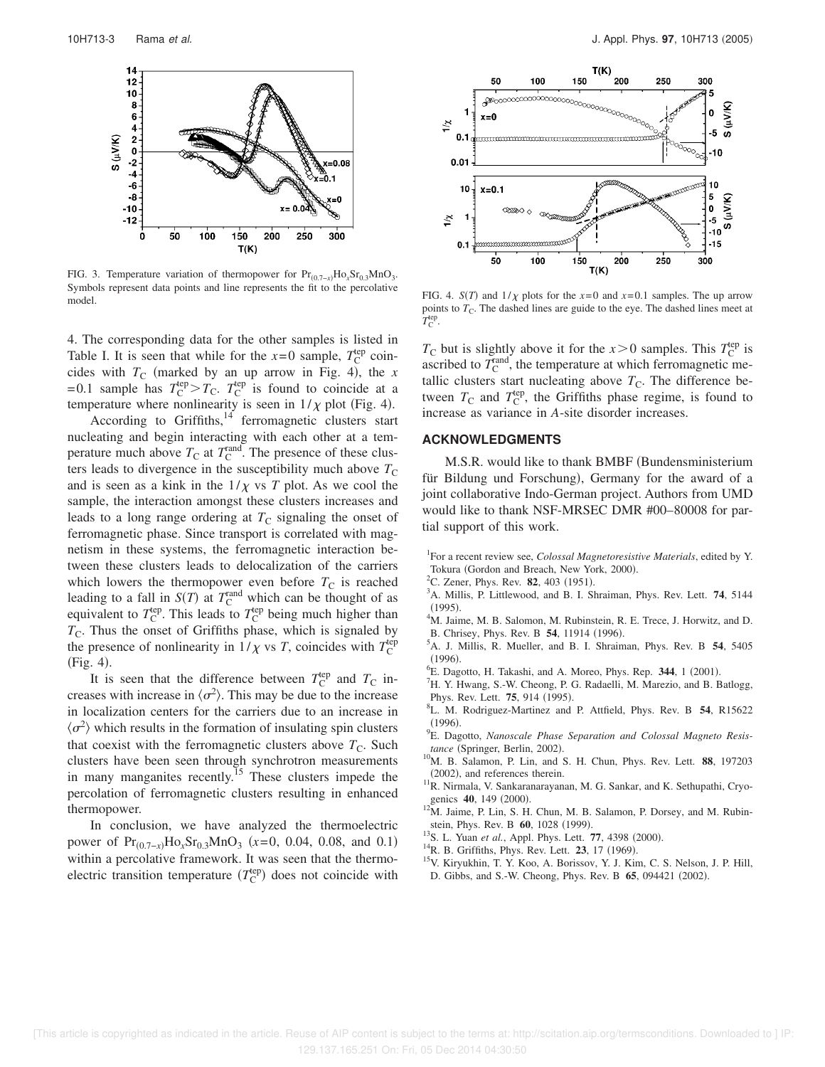S (μV/K)
14
12
10
8
6
4
2
0
-2
-4
-6
-8
-10
-12
0 50 100 150 200 250 300
T(K)
x=0.08
x=0.1
x=0
x= 0.04

FIG. 3. Temperature variation of thermopower for $Pr_{(0.7-x)}Ho_xSr_{0.3}MnO_3$. Symbols represent data points and line represents the fit to the percolative model.

T(K)
50 100 150 200 250 300
1/χ
x=0
1
0.1
0.01
S (μV/K)
5
0
-5
-10
x=0.1
10
1
0.1
10
5
0
-5
-10
-15
50 100 150 200 250 300
T(K)

FIG. 4. $S(T)$ and $1/\chi$ plots for the $x=0$ and $x=0.1$ samples. The up arrow points to $T_C$. The dashed lines are guide to the eye. The dashed lines meet at $T_C^{tep}$.

4. The corresponding data for the other samples is listed in Table I. It is seen that while for the $x=0$ sample, $T_C^{tep}$ coincides with $T_C$ (marked by an up arrow in Fig. 4), the $x=0.1$ sample has $T_C^{tep} > T_C$. $T_C^{tep}$ is found to coincide at a temperature where nonlinearity is seen in $1/\chi$ plot (Fig. 4).

According to Griffiths,[14] ferromagnetic clusters start nucleating and begin interacting with each other at a temperature much above $T_C$ at $T_C^{rand}$. The presence of these clusters leads to divergence in the susceptibility much above $T_C$ and is seen as a kink in the $1/\chi$ vs $T$ plot. As we cool the sample, the interaction amongst these clusters increases and leads to a long range ordering at $T_C$ signaling the onset of ferromagnetic phase. Since transport is correlated with magnetism in these systems, the ferromagnetic interaction between these clusters leads to delocalization of the carriers which lowers the thermopower even before $T_C$ is reached leading to a fall in $S(T)$ at $T_C^{rand}$ which can be thought of as equivalent to $T_C^{tep}$. This leads to $T_C^{tep}$ being much higher than $T_C$. Thus the onset of Griffiths phase, which is signaled by the presence of nonlinearity in $1/\chi$ vs $T$, coincides with $T_C^{tep}$ (Fig. 4).

It is seen that the difference between $T_C^{tep}$ and $T_C$ increases with increase in $\langle\sigma^2\rangle$. This may be due to the increase in localization centers for the carriers due to an increase in $\langle\sigma^2\rangle$ which results in the formation of insulating spin clusters that coexist with the ferromagnetic clusters above $T_C$. Such clusters have been seen through synchrotron measurements in many manganites recently.[15] These clusters impede the percolation of ferromagnetic clusters resulting in enhanced thermopower.

In conclusion, we have analyzed the thermoelectric power of $Pr_{(0.7-x)}Ho_xSr_{0.3}MnO_3$ ($x=0$, 0.04, 0.08, and 0.1) within a percolative framework. It was seen that the thermoelectric transition temperature ($T_C^{tep}$) does not coincide with $T_C$ but is slightly above it for the $x>0$ samples. This $T_C^{tep}$ is ascribed to $T_C^{rand}$, the temperature at which ferromagnetic metallic clusters start nucleating above $T_C$. The difference between $T_C$ and $T_C^{tep}$, the Griffiths phase regime, is found to increase as variance in *A*-site disorder increases.

## ACKNOWLEDGMENTS

M.S.R. would like to thank BMBF (Bundensministerium für Bildung und Forschung), Germany for the award of a joint collaborative Indo-German project. Authors from UMD would like to thank NSF-MRSEC DMR #00–80008 for partial support of this work.

[1] For a recent review see, *Colossal Magnetoresistive Materials*, edited by Y. Tokura (Gordon and Breach, New York, 2000).
[2] C. Zener, Phys. Rev. **82**, 403 (1951).
[3] A. Millis, P. Littlewood, and B. I. Shraiman, Phys. Rev. Lett. **74**, 5144 (1995).
[4] M. Jaime, M. B. Salomon, M. Rubinstein, R. E. Trece, J. Horwitz, and D. B. Chrisey, Phys. Rev. B **54**, 11914 (1996).
[5] A. J. Millis, R. Mueller, and B. I. Shraiman, Phys. Rev. B **54**, 5405 (1996).
[6] E. Dagotto, H. Takashi, and A. Moreo, Phys. Rep. **344**, 1 (2001).
[7] H. Y. Hwang, S.-W. Cheong, P. G. Radaelli, M. Marezio, and B. Batlogg, Phys. Rev. Lett. **75**, 914 (1995).
[8] L. M. Rodriguez-Martinez and P. Attfield, Phys. Rev. B **54**, R15622 (1996).
[9] E. Dagotto, *Nanoscale Phase Separation and Colossal Magneto Resistance* (Springer, Berlin, 2002).
[10] M. B. Salamon, P. Lin, and S. H. Chun, Phys. Rev. Lett. **88**, 197203 (2002), and references therein.
[11] R. Nirmala, V. Sankaranarayanan, M. G. Sankar, and K. Sethupathi, Cryogenics **40**, 149 (2000).
[12] M. Jaime, P. Lin, S. H. Chun, M. B. Salamon, P. Dorsey, and M. Rubinstein, Phys. Rev. B **60**, 1028 (1999).
[13] S. L. Yuan *et al.*, Appl. Phys. Lett. **77**, 4398 (2000).
[14] R. B. Griffiths, Phys. Rev. Lett. **23**, 17 (1969).
[15] V. Kiryukhin, T. Y. Koo, A. Borissov, Y. J. Kim, C. S. Nelson, J. P. Hill, D. Gibbs, and S.-W. Cheong, Phys. Rev. B **65**, 094421 (2002).